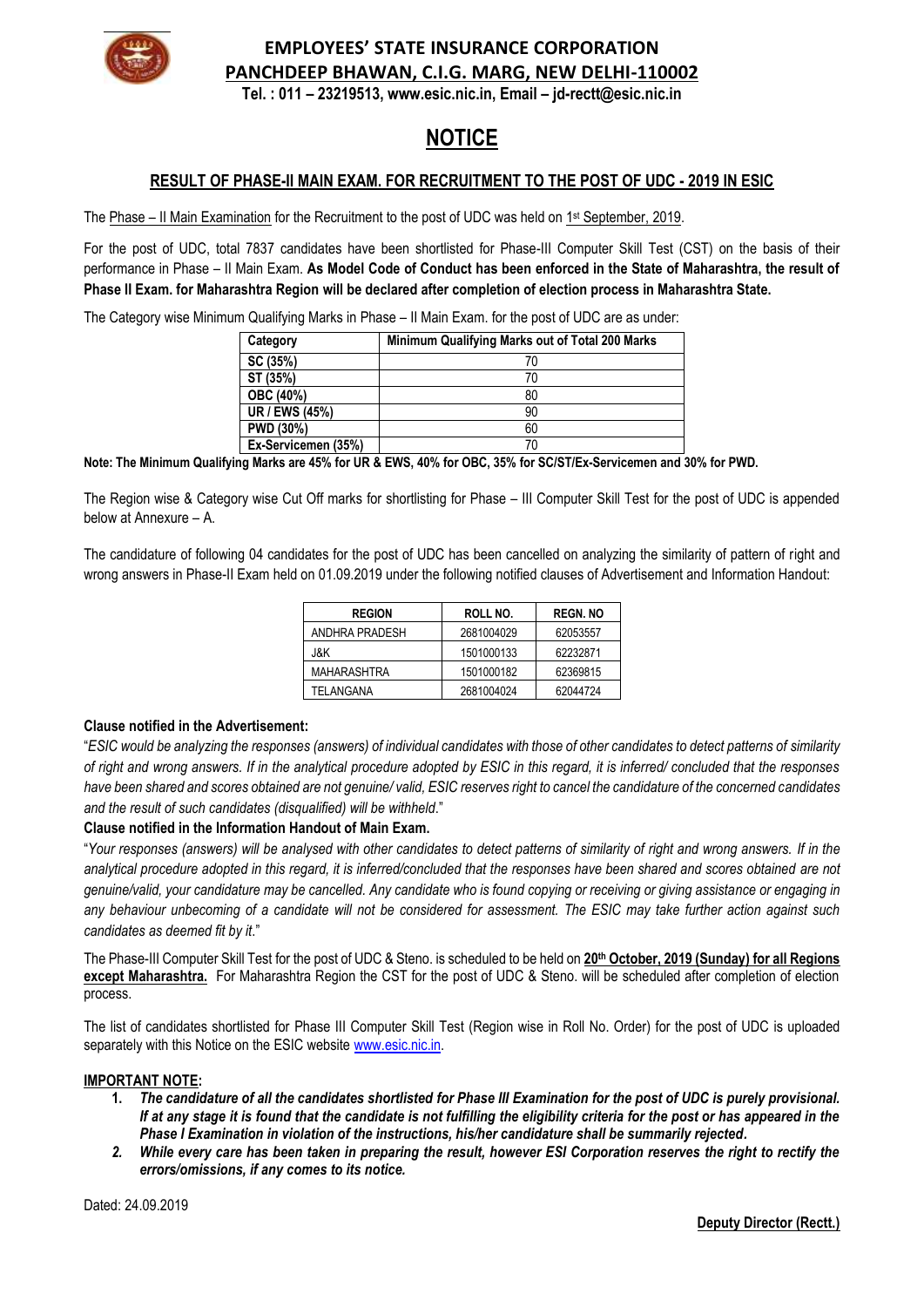# EMPLOYEES' STATE INSURANCE CORPORATION
## PANCHDEEP BHAWAN, C.I.G. MARG, NEW DELHI-110002

**Tel. : 011 – 23219513, www.esic.nic.in, Email – jd-rectt@esic.nic.in**

# NOTICE

## RESULT OF PHASE-II MAIN EXAM. FOR RECRUITMENT TO THE POST OF UDC - 2019 IN ESIC

The Phase – II Main Examination for the Recruitment to the post of UDC was held on 1st September, 2019.

For the post of UDC, total 7837 candidates have been shortlisted for Phase-III Computer Skill Test (CST) on the basis of their performance in Phase – II Main Exam. **As Model Code of Conduct has been enforced in the State of Maharashtra, the result of Phase II Exam. for Maharashtra Region will be declared after completion of election process in Maharashtra State.**

The Category wise Minimum Qualifying Marks in Phase – II Main Exam. for the post of UDC are as under:

| Category | Minimum Qualifying Marks out of Total 200 Marks |
|---|---|
| SC (35%) | 70 |
| ST (35%) | 70 |
| OBC (40%) | 80 |
| UR / EWS (45%) | 90 |
| PWD (30%) | 60 |
| Ex-Servicemen (35%) | 70 |

**Note: The Minimum Qualifying Marks are 45% for UR & EWS, 40% for OBC, 35% for SC/ST/Ex-Servicemen and 30% for PWD.**

The Region wise & Category wise Cut Off marks for shortlisting for Phase – III Computer Skill Test for the post of UDC is appended below at Annexure – A.

The candidature of following 04 candidates for the post of UDC has been cancelled on analyzing the similarity of pattern of right and wrong answers in Phase-II Exam held on 01.09.2019 under the following notified clauses of Advertisement and Information Handout:

| REGION | ROLL NO. | REGN. NO |
|---|---|---|
| ANDHRA PRADESH | 2681004029 | 62053557 |
| J&K | 1501000133 | 62232871 |
| MAHARASHTRA | 1501000182 | 62369815 |
| TELANGANA | 2681004024 | 62044724 |

**Clause notified in the Advertisement:**

"*ESIC would be analyzing the responses (answers) of individual candidates with those of other candidates to detect patterns of similarity of right and wrong answers. If in the analytical procedure adopted by ESIC in this regard, it is inferred/ concluded that the responses have been shared and scores obtained are not genuine/ valid, ESIC reserves right to cancel the candidature of the concerned candidates and the result of such candidates (disqualified) will be withheld*."

**Clause notified in the Information Handout of Main Exam.**

"*Your responses (answers) will be analysed with other candidates to detect patterns of similarity of right and wrong answers. If in the analytical procedure adopted in this regard, it is inferred/concluded that the responses have been shared and scores obtained are not genuine/valid, your candidature may be cancelled. Any candidate who is found copying or receiving or giving assistance or engaging in any behaviour unbecoming of a candidate will not be considered for assessment. The ESIC may take further action against such candidates as deemed fit by it*."

The Phase-III Computer Skill Test for the post of UDC & Steno. is scheduled to be held on **20th October, 2019 (Sunday) for all Regions except Maharashtra.** For Maharashtra Region the CST for the post of UDC & Steno. will be scheduled after completion of election process.

The list of candidates shortlisted for Phase III Computer Skill Test (Region wise in Roll No. Order) for the post of UDC is uploaded separately with this Notice on the ESIC website www.esic.nic.in.

**IMPORTANT NOTE:**

1. ***The candidature of all the candidates shortlisted for Phase III Examination for the post of UDC is purely provisional. If at any stage it is found that the candidate is not fulfilling the eligibility criteria for the post or has appeared in the Phase I Examination in violation of the instructions, his/her candidature shall be summarily rejected.***
2. ***While every care has been taken in preparing the result, however ESI Corporation reserves the right to rectify the errors/omissions, if any comes to its notice.***

Dated: 24.09.2019

**Deputy Director (Rectt.)**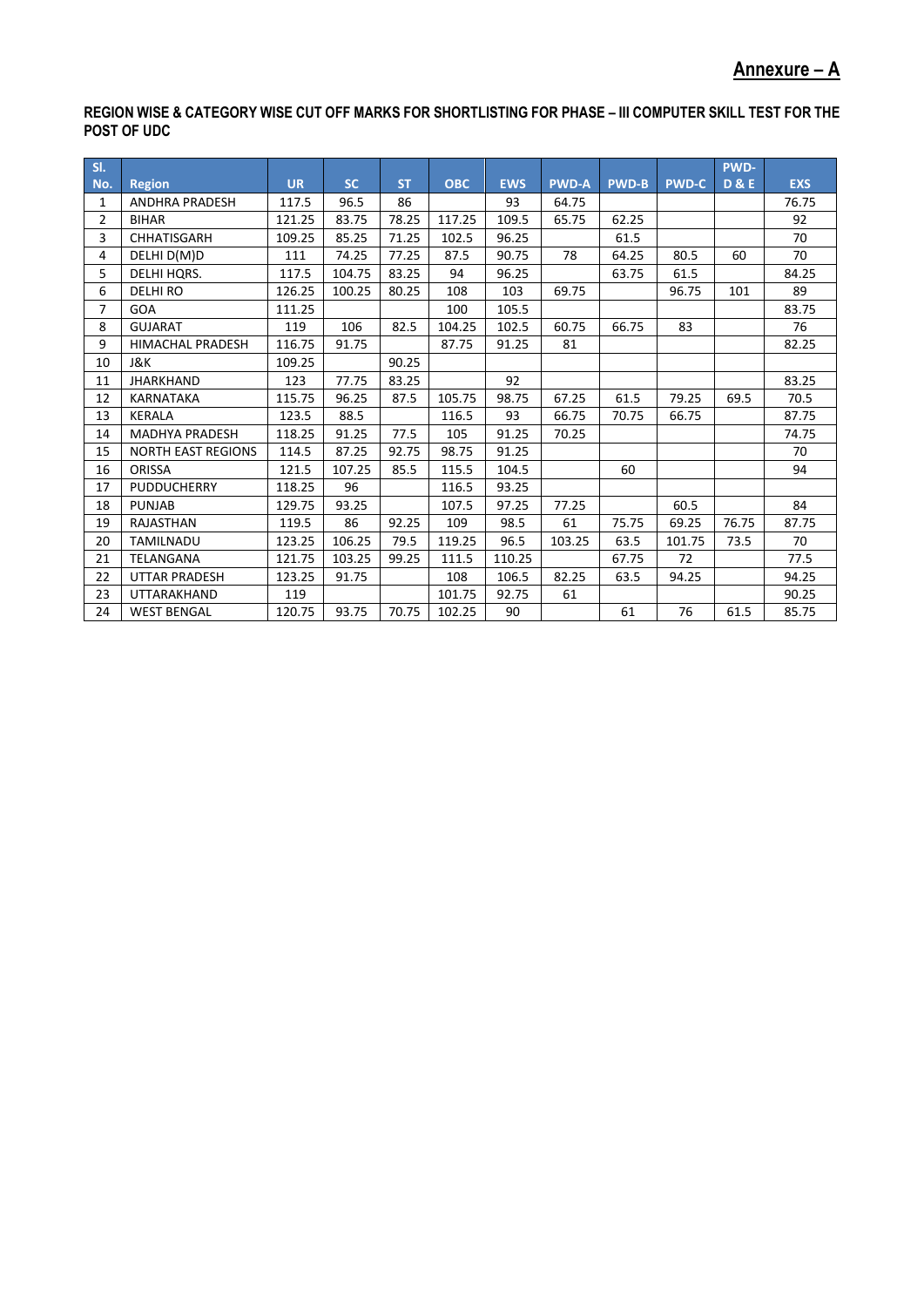**Annexure – A**

**REGION WISE & CATEGORY WISE CUT OFF MARKS FOR SHORTLISTING FOR PHASE – III COMPUTER SKILL TEST FOR THE POST OF UDC**

| Sl. No. | Region | UR | SC | ST | OBC | EWS | PWD-A | PWD-B | PWD-C | PWD-D & E | EXS |
|---|---|---|---|---|---|---|---|---|---|---|---|
| 1 | ANDHRA PRADESH | 117.5 | 96.5 | 86 | | 93 | 64.75 | | | | 76.75 |
| 2 | BIHAR | 121.25 | 83.75 | 78.25 | 117.25 | 109.5 | 65.75 | 62.25 | | | 92 |
| 3 | CHHATISGARH | 109.25 | 85.25 | 71.25 | 102.5 | 96.25 | | 61.5 | | | 70 |
| 4 | DELHI D(M)D | 111 | 74.25 | 77.25 | 87.5 | 90.75 | 78 | 64.25 | 80.5 | 60 | 70 |
| 5 | DELHI HQRS. | 117.5 | 104.75 | 83.25 | 94 | 96.25 | | 63.75 | 61.5 | | 84.25 |
| 6 | DELHI RO | 126.25 | 100.25 | 80.25 | 108 | 103 | 69.75 | | 96.75 | 101 | 89 |
| 7 | GOA | 111.25 | | | 100 | 105.5 | | | | | 83.75 |
| 8 | GUJARAT | 119 | 106 | 82.5 | 104.25 | 102.5 | 60.75 | 66.75 | 83 | | 76 |
| 9 | HIMACHAL PRADESH | 116.75 | 91.75 | | 87.75 | 91.25 | 81 | | | | 82.25 |
| 10 | J&K | 109.25 | | 90.25 | | | | | | | |
| 11 | JHARKHAND | 123 | 77.75 | 83.25 | | 92 | | | | | 83.25 |
| 12 | KARNATAKA | 115.75 | 96.25 | 87.5 | 105.75 | 98.75 | 67.25 | 61.5 | 79.25 | 69.5 | 70.5 |
| 13 | KERALA | 123.5 | 88.5 | | 116.5 | 93 | 66.75 | 70.75 | 66.75 | | 87.75 |
| 14 | MADHYA PRADESH | 118.25 | 91.25 | 77.5 | 105 | 91.25 | 70.25 | | | | 74.75 |
| 15 | NORTH EAST REGIONS | 114.5 | 87.25 | 92.75 | 98.75 | 91.25 | | | | | 70 |
| 16 | ORISSA | 121.5 | 107.25 | 85.5 | 115.5 | 104.5 | | 60 | | | 94 |
| 17 | PUDDUCHERRY | 118.25 | 96 | | 116.5 | 93.25 | | | | | |
| 18 | PUNJAB | 129.75 | 93.25 | | 107.5 | 97.25 | 77.25 | | 60.5 | | 84 |
| 19 | RAJASTHAN | 119.5 | 86 | 92.25 | 109 | 98.5 | 61 | 75.75 | 69.25 | 76.75 | 87.75 |
| 20 | TAMILNADU | 123.25 | 106.25 | 79.5 | 119.25 | 96.5 | 103.25 | 63.5 | 101.75 | 73.5 | 70 |
| 21 | TELANGANA | 121.75 | 103.25 | 99.25 | 111.5 | 110.25 | | 67.75 | 72 | | 77.5 |
| 22 | UTTAR PRADESH | 123.25 | 91.75 | | 108 | 106.5 | 82.25 | 63.5 | 94.25 | | 94.25 |
| 23 | UTTARAKHAND | 119 | | | 101.75 | 92.75 | 61 | | | | 90.25 |
| 24 | WEST BENGAL | 120.75 | 93.75 | 70.75 | 102.25 | 90 | | 61 | 76 | 61.5 | 85.75 |